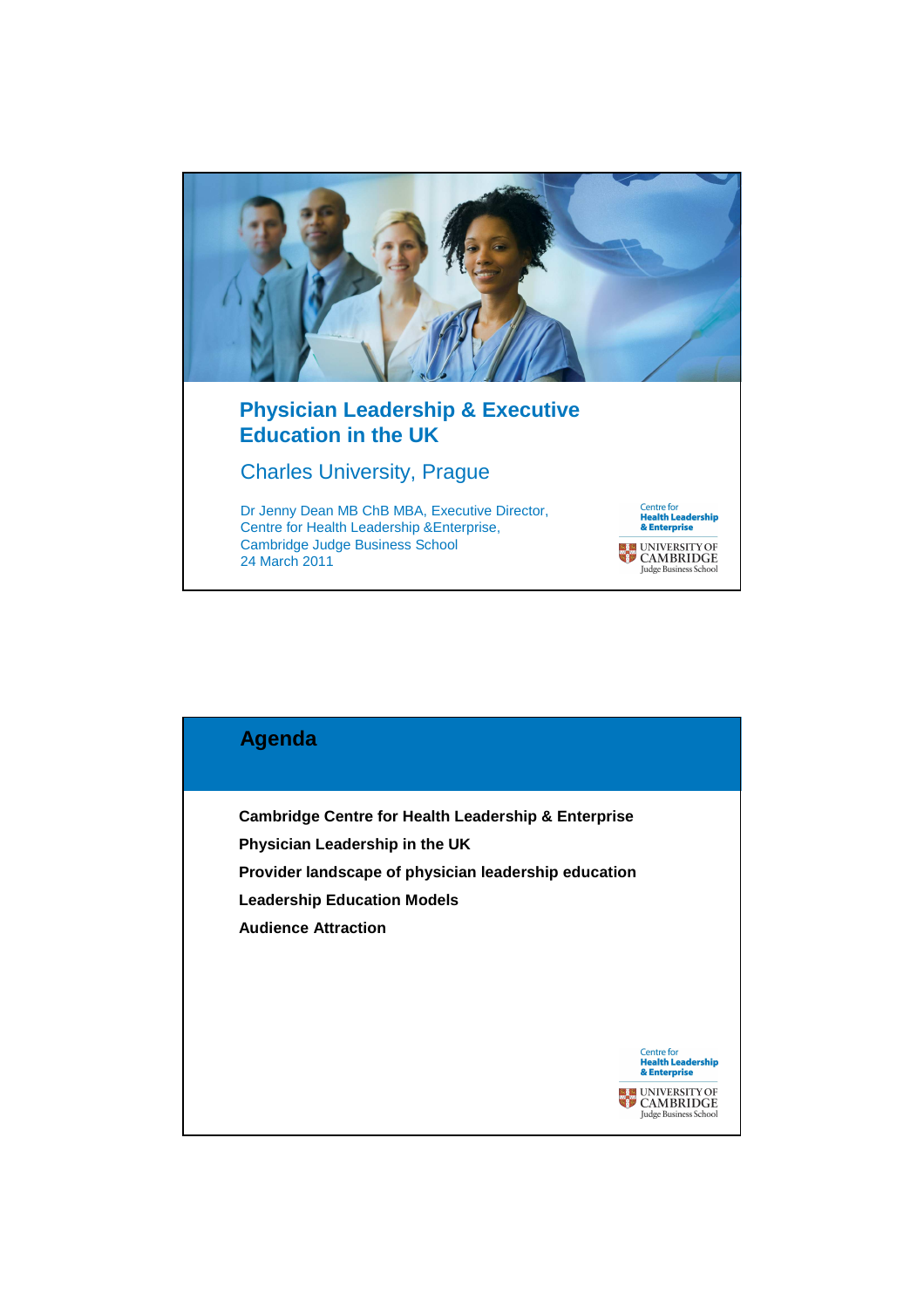# Physician Leadership & Executive Education in the UK

## Charles University, Prague

Dr Jenny Dean MB ChB MBA, Executive Director,
Centre for Health Leadership &Enterprise,
Cambridge Judge Business School
24 March 2011

Centre for Health Leadership & Enterprise
UNIVERSITY OF CAMBRIDGE
Judge Business School

## Agenda

**Cambridge Centre for Health Leadership & Enterprise**

**Physician Leadership in the UK**

**Provider landscape of physician leadership education**

**Leadership Education Models**

**Audience Attraction**

Centre for Health Leadership & Enterprise
UNIVERSITY OF CAMBRIDGE
Judge Business School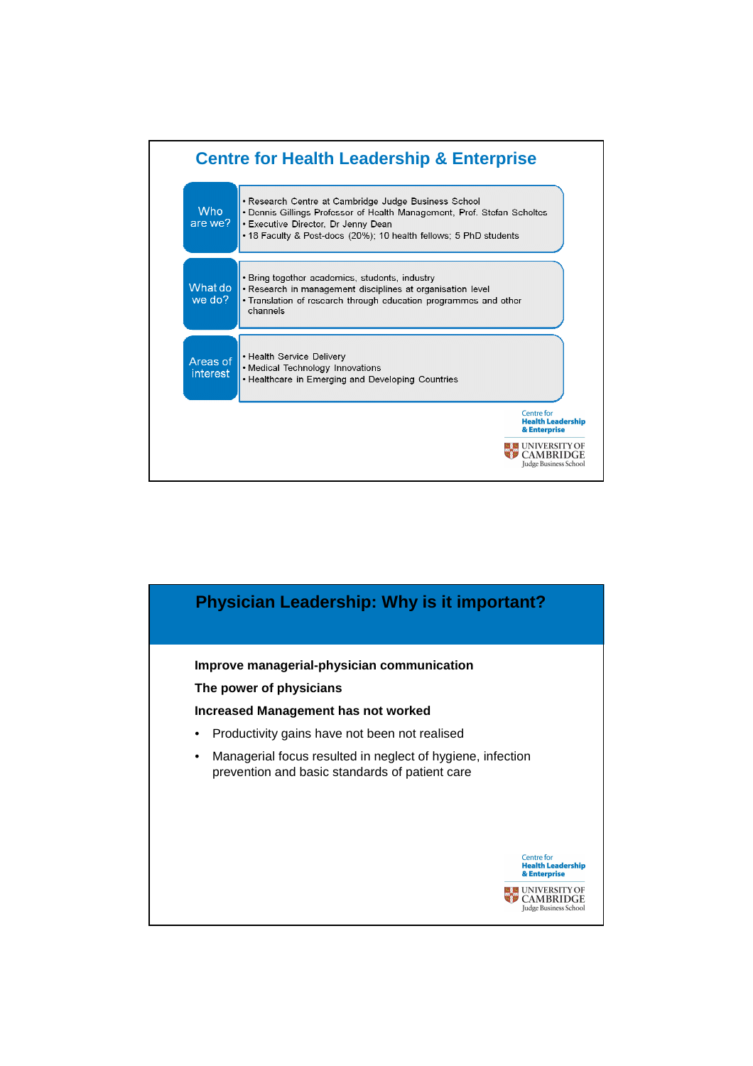## Centre for Health Leadership & Enterprise

**Who are we?**

- Research Centre at Cambridge Judge Business School
- Dennis Gillings Professor of Health Management, Prof. Stefan Scholtes
- Executive Director, Dr Jenny Dean
- 18 Faculty & Post-docs (20%); 10 health fellows; 5 PhD students

**What do we do?**

- Bring together academics, students, industry
- Research in management disciplines at organisation level
- Translation of research through education programmes and other channels

**Areas of interest**

- Health Service Delivery
- Medical Technology Innovations
- Healthcare in Emerging and Developing Countries

Centre for Health Leadership & Enterprise
UNIVERSITY OF CAMBRIDGE Judge Business School

## Physician Leadership: Why is it important?

**Improve managerial-physician communication**

**The power of physicians**

**Increased Management has not worked**

- Productivity gains have not been not realised
- Managerial focus resulted in neglect of hygiene, infection prevention and basic standards of patient care

Centre for Health Leadership & Enterprise
UNIVERSITY OF CAMBRIDGE Judge Business School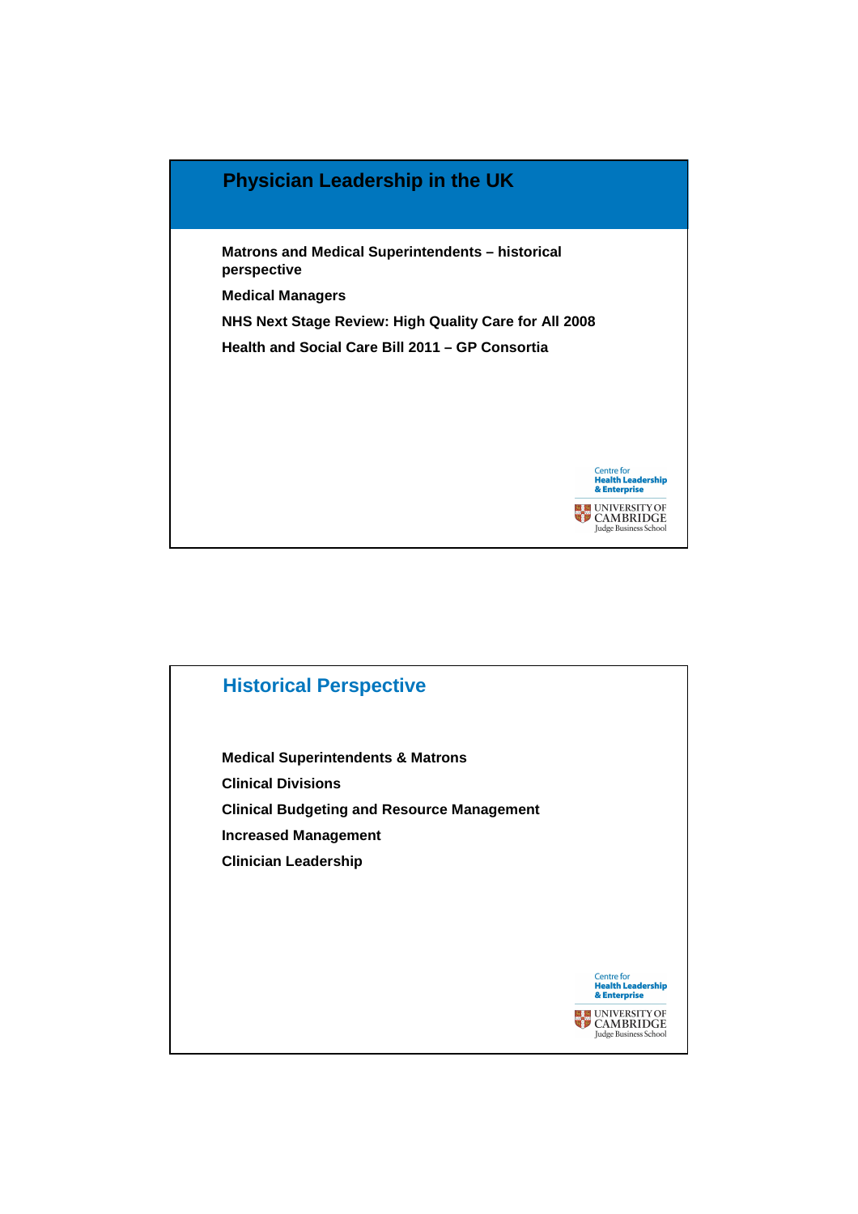## Physician Leadership in the UK

**Matrons and Medical Superintendents – historical perspective**

**Medical Managers**

**NHS Next Stage Review: High Quality Care for All 2008**

**Health and Social Care Bill 2011 – GP Consortia**

Centre for Health Leadership & Enterprise
UNIVERSITY OF CAMBRIDGE Judge Business School

## Historical Perspective

**Medical Superintendents & Matrons**

**Clinical Divisions**

**Clinical Budgeting and Resource Management**

**Increased Management**

**Clinician Leadership**

Centre for Health Leadership & Enterprise
UNIVERSITY OF CAMBRIDGE Judge Business School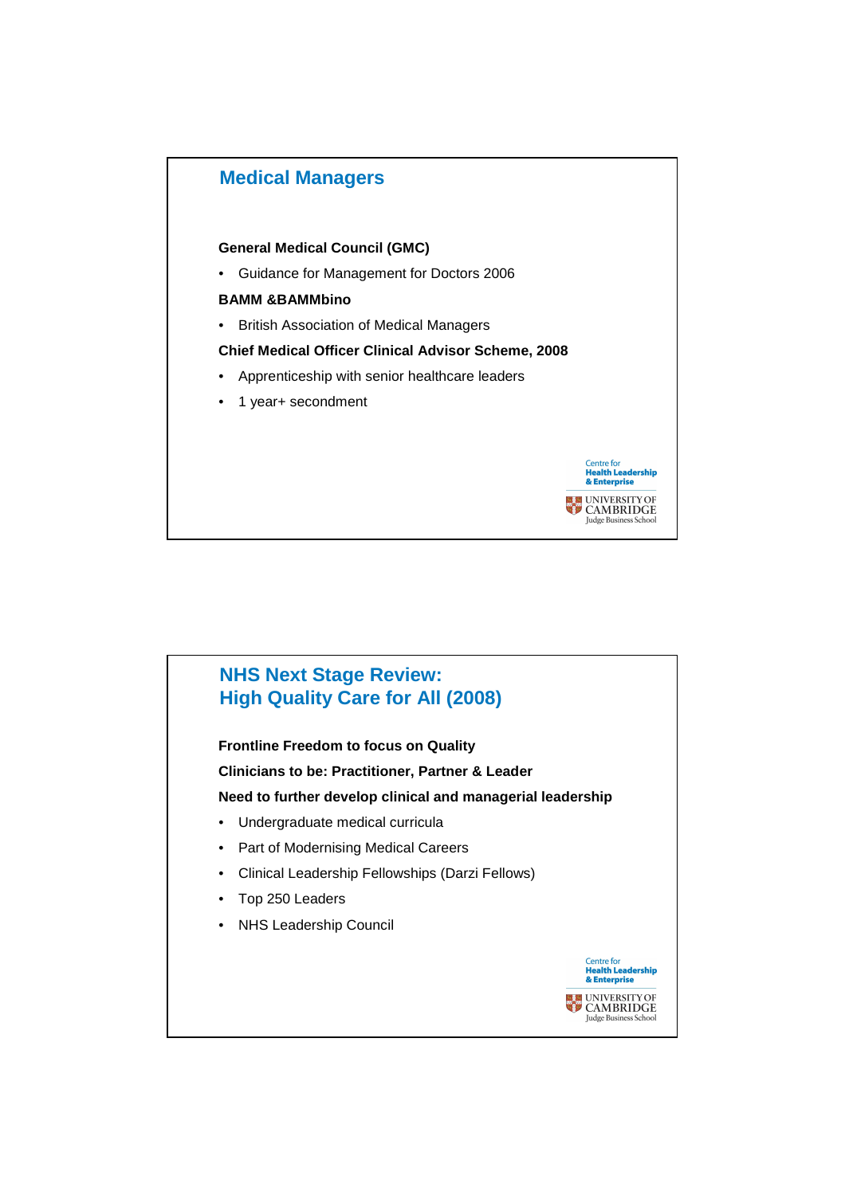## Medical Managers

**General Medical Council (GMC)**

- Guidance for Management for Doctors 2006

**BAMM &BAMMbino**

- British Association of Medical Managers

**Chief Medical Officer Clinical Advisor Scheme, 2008**

- Apprenticeship with senior healthcare leaders
- 1 year+ secondment

Centre for Health Leadership & Enterprise

UNIVERSITY OF CAMBRIDGE Judge Business School

## NHS Next Stage Review: High Quality Care for All (2008)

**Frontline Freedom to focus on Quality**

**Clinicians to be: Practitioner, Partner & Leader**

**Need to further develop clinical and managerial leadership**

- Undergraduate medical curricula
- Part of Modernising Medical Careers
- Clinical Leadership Fellowships (Darzi Fellows)
- Top 250 Leaders
- NHS Leadership Council

Centre for Health Leadership & Enterprise

UNIVERSITY OF CAMBRIDGE Judge Business School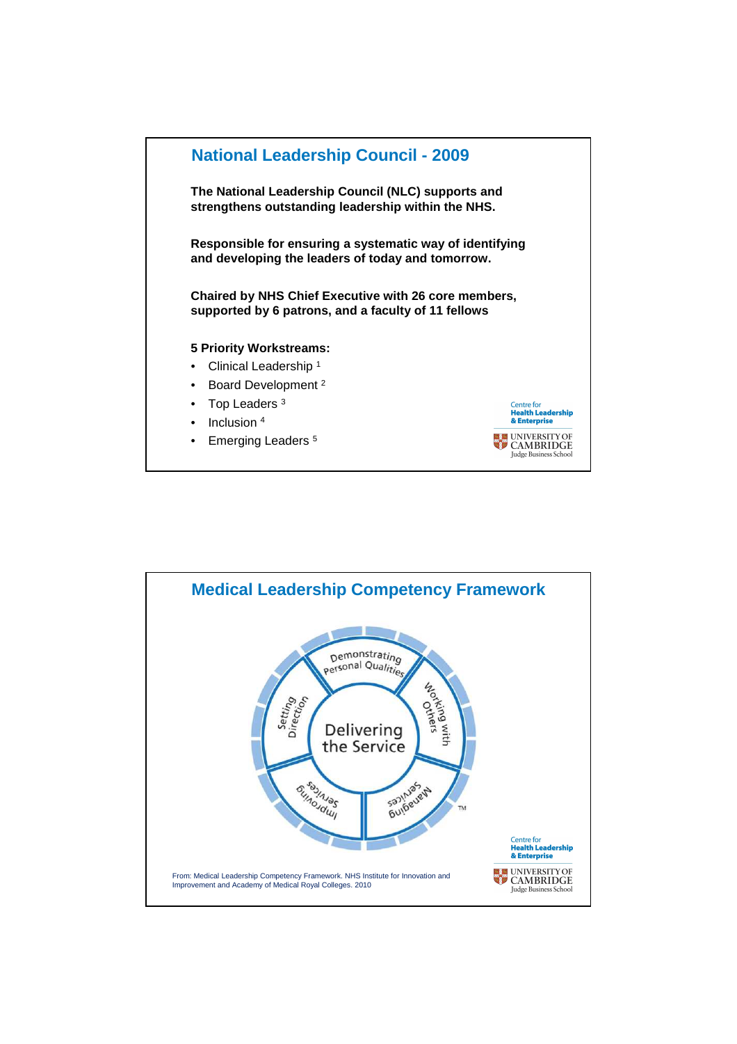## National Leadership Council - 2009

**The National Leadership Council (NLC) supports and strengthens outstanding leadership within the NHS.**

**Responsible for ensuring a systematic way of identifying and developing the leaders of today and tomorrow.**

**Chaired by NHS Chief Executive with 26 core members, supported by 6 patrons, and a faculty of 11 fellows**

**5 Priority Workstreams:**

- Clinical Leadership [1]
- Board Development [2]
- Top Leaders [3]
- Inclusion [4]
- Emerging Leaders [5]

Centre for Health Leadership & Enterprise
UNIVERSITY OF CAMBRIDGE Judge Business School

## Medical Leadership Competency Framework

Delivering the Service

Demonstrating Personal Qualities

Working with Others

Managing Services

Improving Services

Setting Direction

TM

From: Medical Leadership Competency Framework. NHS Institute for Innovation and Improvement and Academy of Medical Royal Colleges. 2010

Centre for Health Leadership & Enterprise
UNIVERSITY OF CAMBRIDGE Judge Business School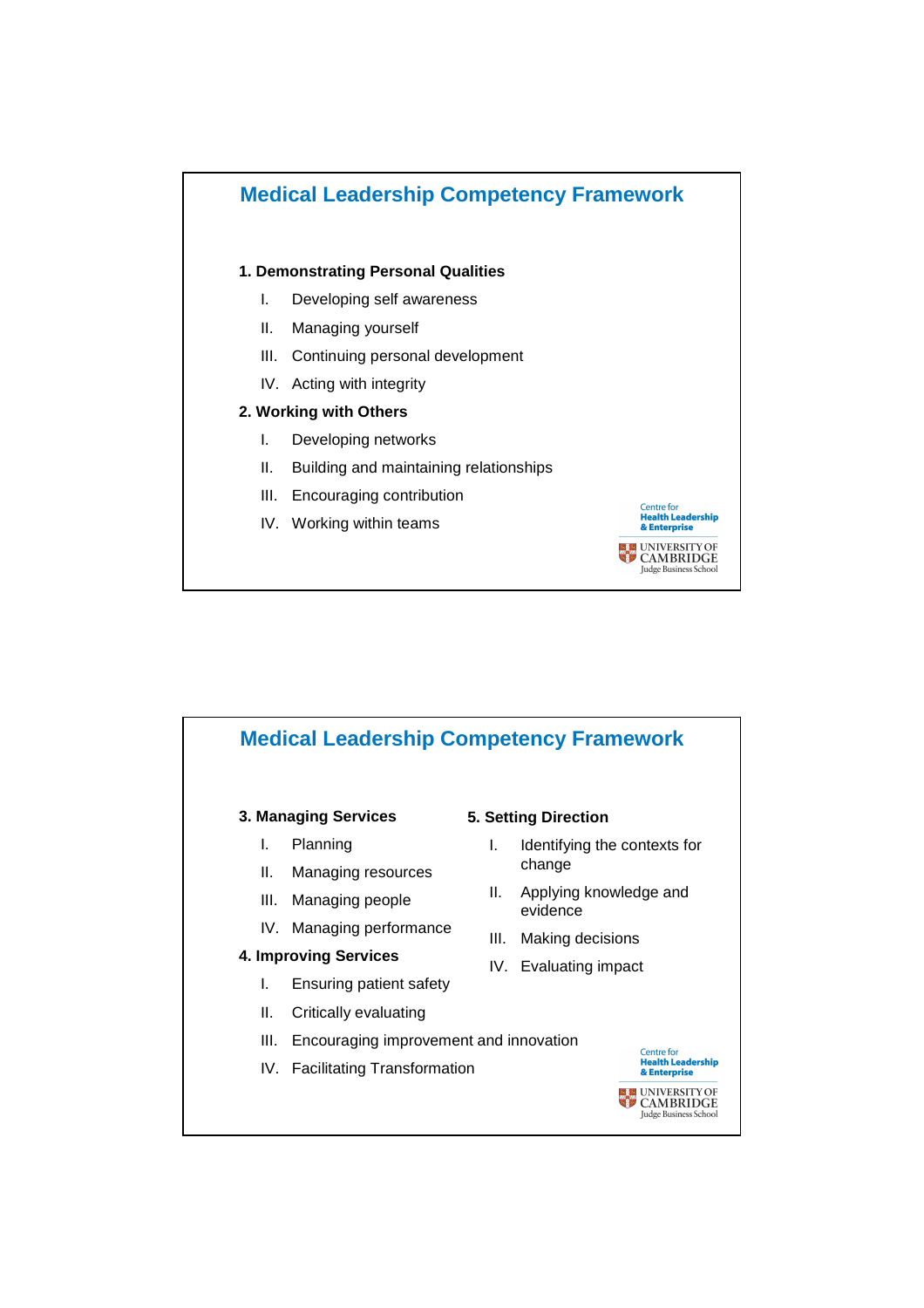## Medical Leadership Competency Framework

**1. Demonstrating Personal Qualities**

I. Developing self awareness
II. Managing yourself
III. Continuing personal development
IV. Acting with integrity

**2. Working with Others**

I. Developing networks
II. Building and maintaining relationships
III. Encouraging contribution
IV. Working within teams

Centre for Health Leadership & Enterprise
UNIVERSITY OF CAMBRIDGE Judge Business School

## Medical Leadership Competency Framework

**3. Managing Services**

I. Planning
II. Managing resources
III. Managing people
IV. Managing performance

**4. Improving Services**

I. Ensuring patient safety
II. Critically evaluating
III. Encouraging improvement and innovation
IV. Facilitating Transformation

**5. Setting Direction**

I. Identifying the contexts for change
II. Applying knowledge and evidence
III. Making decisions
IV. Evaluating impact

Centre for Health Leadership & Enterprise
UNIVERSITY OF CAMBRIDGE Judge Business School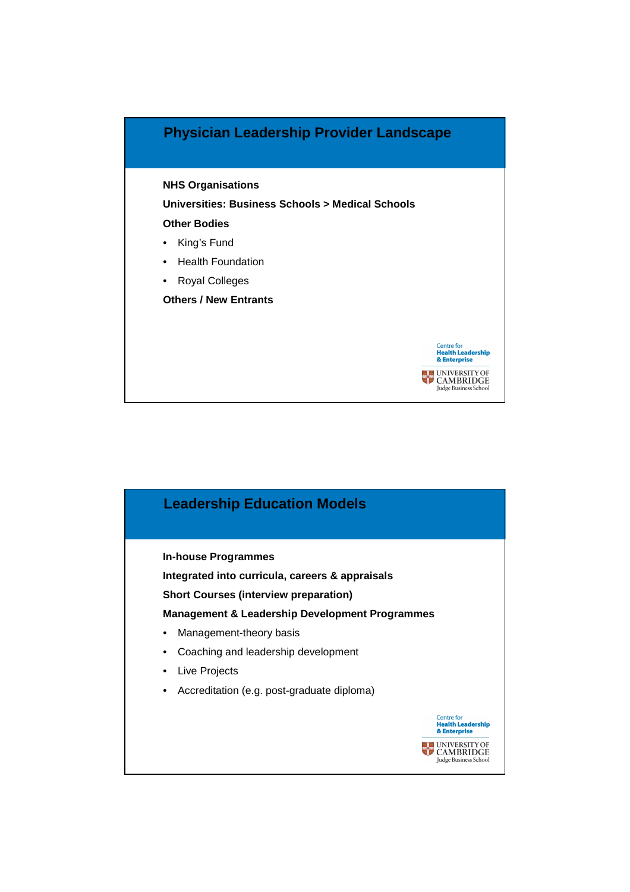## Physician Leadership Provider Landscape

**NHS Organisations**

**Universities: Business Schools > Medical Schools**

**Other Bodies**

- King's Fund
- Health Foundation
- Royal Colleges

**Others / New Entrants**

## Leadership Education Models

**In-house Programmes**

**Integrated into curricula, careers & appraisals**

**Short Courses (interview preparation)**

**Management & Leadership Development Programmes**

- Management-theory basis
- Coaching and leadership development
- Live Projects
- Accreditation (e.g. post-graduate diploma)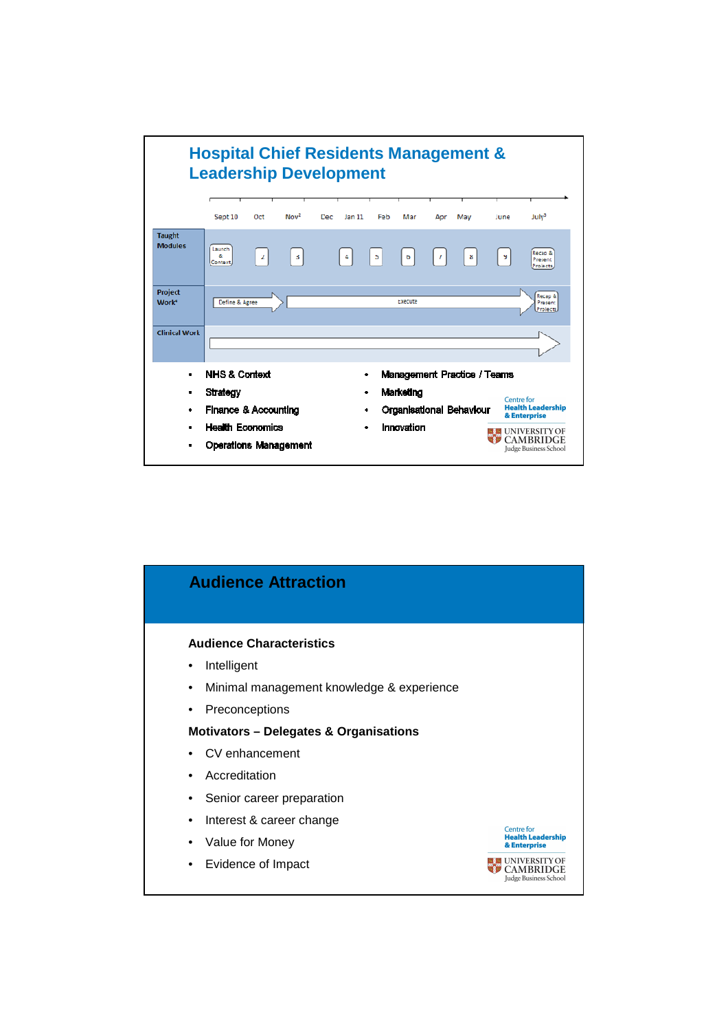## Hospital Chief Residents Management & Leadership Development

| | Sept 10 | Oct | Nov[2] | Dec | Jan 11 | Feb | Mar | Apr | May | June | July[3] |
|---|---|---|---|---|---|---|---|---|---|---|---|
| Taught Modules | Launch & Context | 2 | 3 | | 4 | 5 | 6 | 7 | 8 | 9 | Recap & Present Projects |
| Project Work[4] | Define & Agree | | Execute | | | | | | | | Recap & Present Projects |
| Clinical Work | | | | | | | | | | | |

- NHS & Context
- Strategy
- Finance & Accounting
- Health Economics
- Operations Management
- Management Practice / Teams
- Marketing
- Organisational Behaviour
- Innovation

Centre for Health Leadership & Enterprise

UNIVERSITY OF CAMBRIDGE Judge Business School

## Audience Attraction

**Audience Characteristics**

- Intelligent
- Minimal management knowledge & experience
- Preconceptions

**Motivators – Delegates & Organisations**

- CV enhancement
- Accreditation
- Senior career preparation
- Interest & career change
- Value for Money
- Evidence of Impact

Centre for Health Leadership & Enterprise

UNIVERSITY OF CAMBRIDGE Judge Business School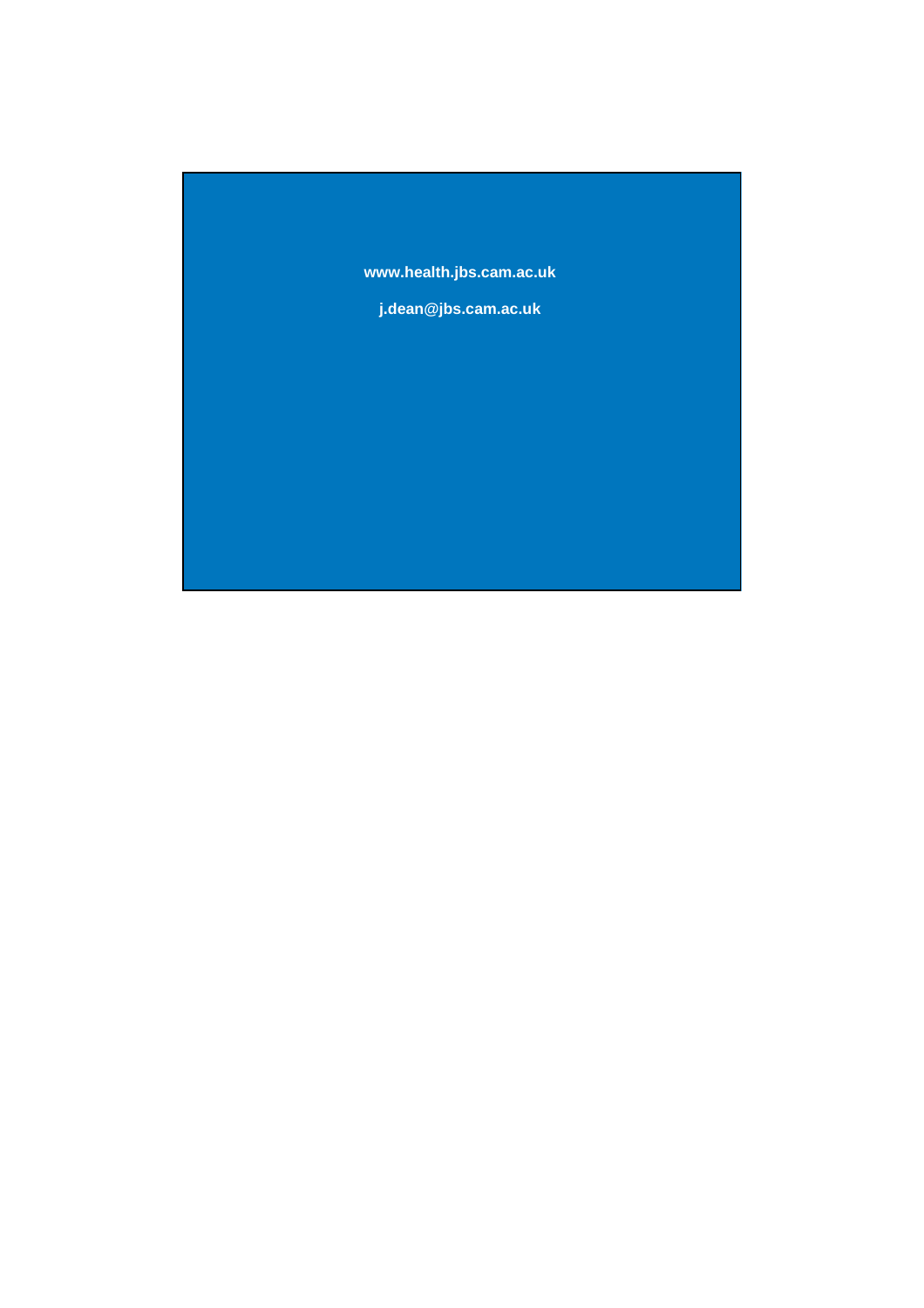www.health.jbs.cam.ac.uk

j.dean@jbs.cam.ac.uk